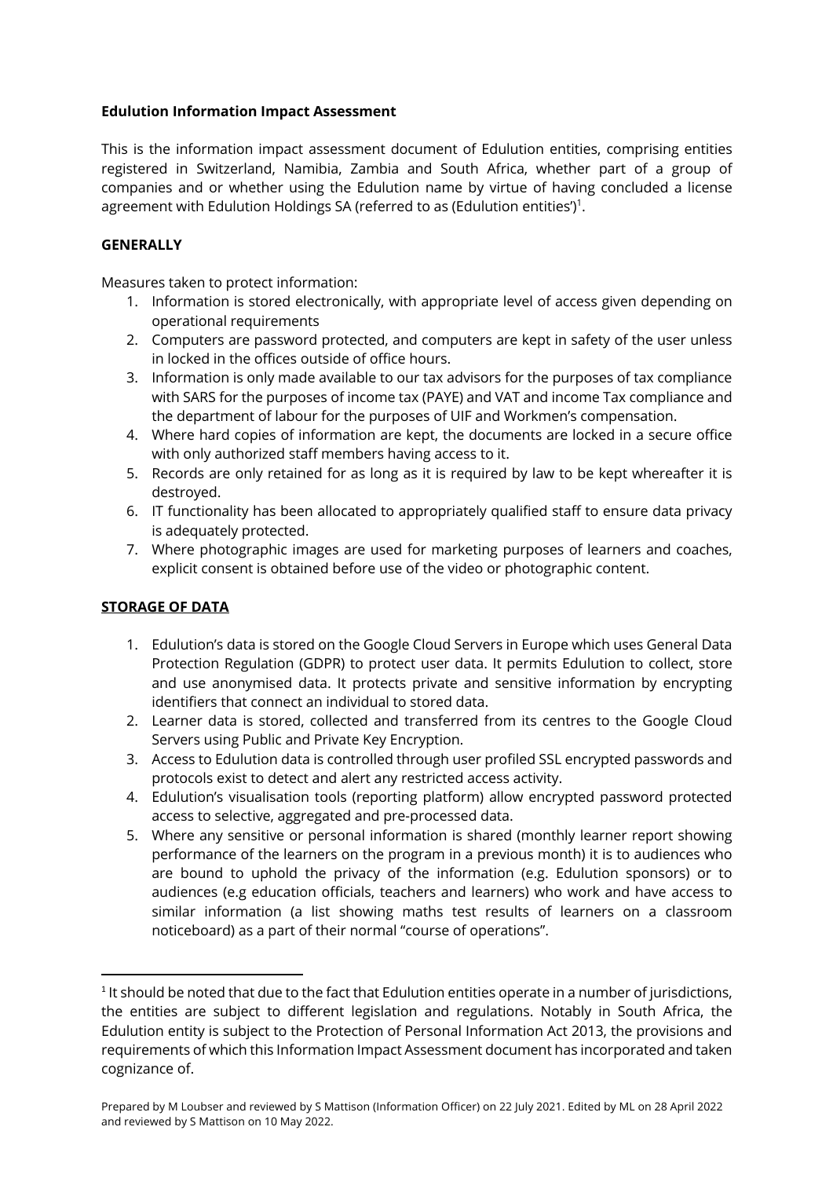**Edulution Information Impact Assessment**

This is the information impact assessment document of Edulution entities, comprising entities registered in Switzerland, Namibia, Zambia and South Africa, whether part of a group of companies and or whether using the Edulution name by virtue of having concluded a license agreement with Edulution Holdings SA (referred to as (Edulution entities')[1].

**GENERALLY**

Measures taken to protect information:

1. Information is stored electronically, with appropriate level of access given depending on operational requirements
2. Computers are password protected, and computers are kept in safety of the user unless in locked in the offices outside of office hours.
3. Information is only made available to our tax advisors for the purposes of tax compliance with SARS for the purposes of income tax (PAYE) and VAT and income Tax compliance and the department of labour for the purposes of UIF and Workmen's compensation.
4. Where hard copies of information are kept, the documents are locked in a secure office with only authorized staff members having access to it.
5. Records are only retained for as long as it is required by law to be kept whereafter it is destroyed.
6. IT functionality has been allocated to appropriately qualified staff to ensure data privacy is adequately protected.
7. Where photographic images are used for marketing purposes of learners and coaches, explicit consent is obtained before use of the video or photographic content.

**STORAGE OF DATA**

1. Edulution's data is stored on the Google Cloud Servers in Europe which uses General Data Protection Regulation (GDPR) to protect user data. It permits Edulution to collect, store and use anonymised data. It protects private and sensitive information by encrypting identifiers that connect an individual to stored data.
2. Learner data is stored, collected and transferred from its centres to the Google Cloud Servers using Public and Private Key Encryption.
3. Access to Edulution data is controlled through user profiled SSL encrypted passwords and protocols exist to detect and alert any restricted access activity.
4. Edulution's visualisation tools (reporting platform) allow encrypted password protected access to selective, aggregated and pre-processed data.
5. Where any sensitive or personal information is shared (monthly learner report showing performance of the learners on the program in a previous month) it is to audiences who are bound to uphold the privacy of the information (e.g. Edulution sponsors) or to audiences (e.g education officials, teachers and learners) who work and have access to similar information (a list showing maths test results of learners on a classroom noticeboard) as a part of their normal "course of operations".

[1] It should be noted that due to the fact that Edulution entities operate in a number of jurisdictions, the entities are subject to different legislation and regulations. Notably in South Africa, the Edulution entity is subject to the Protection of Personal Information Act 2013, the provisions and requirements of which this Information Impact Assessment document has incorporated and taken cognizance of.

Prepared by M Loubser and reviewed by S Mattison (Information Officer) on 22 July 2021. Edited by ML on 28 April 2022 and reviewed by S Mattison on 10 May 2022.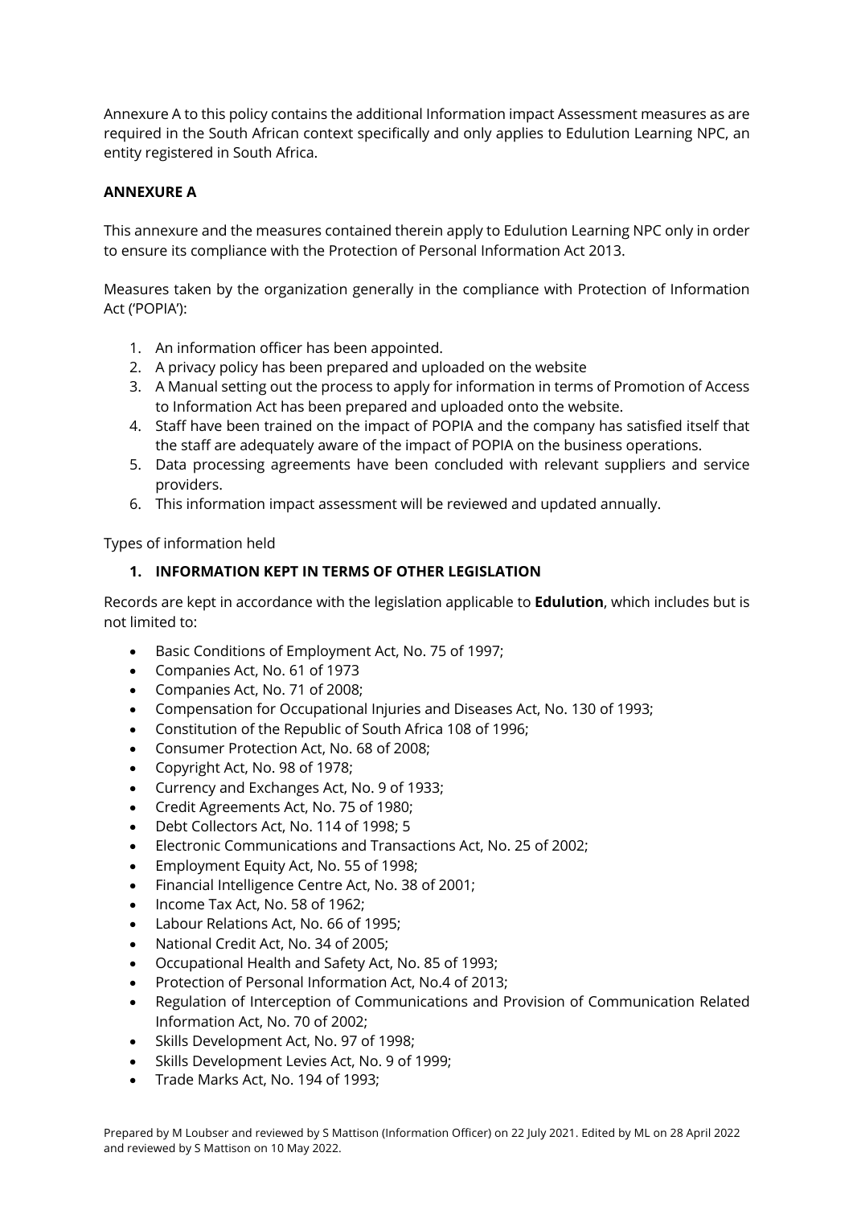Annexure A to this policy contains the additional Information impact Assessment measures as are required in the South African context specifically and only applies to Edulution Learning NPC, an entity registered in South Africa.

**ANNEXURE A**

This annexure and the measures contained therein apply to Edulution Learning NPC only in order to ensure its compliance with the Protection of Personal Information Act 2013.

Measures taken by the organization generally in the compliance with Protection of Information Act ('POPIA'):

1. An information officer has been appointed.
2. A privacy policy has been prepared and uploaded on the website
3. A Manual setting out the process to apply for information in terms of Promotion of Access to Information Act has been prepared and uploaded onto the website.
4. Staff have been trained on the impact of POPIA and the company has satisfied itself that the staff are adequately aware of the impact of POPIA on the business operations.
5. Data processing agreements have been concluded with relevant suppliers and service providers.
6. This information impact assessment will be reviewed and updated annually.

Types of information held

**1. INFORMATION KEPT IN TERMS OF OTHER LEGISLATION**

Records are kept in accordance with the legislation applicable to **Edulution**, which includes but is not limited to:

- Basic Conditions of Employment Act, No. 75 of 1997;
- Companies Act, No. 61 of 1973
- Companies Act, No. 71 of 2008;
- Compensation for Occupational Injuries and Diseases Act, No. 130 of 1993;
- Constitution of the Republic of South Africa 108 of 1996;
- Consumer Protection Act, No. 68 of 2008;
- Copyright Act, No. 98 of 1978;
- Currency and Exchanges Act, No. 9 of 1933;
- Credit Agreements Act, No. 75 of 1980;
- Debt Collectors Act, No. 114 of 1998; 5
- Electronic Communications and Transactions Act, No. 25 of 2002;
- Employment Equity Act, No. 55 of 1998;
- Financial Intelligence Centre Act, No. 38 of 2001;
- Income Tax Act, No. 58 of 1962;
- Labour Relations Act, No. 66 of 1995;
- National Credit Act, No. 34 of 2005;
- Occupational Health and Safety Act, No. 85 of 1993;
- Protection of Personal Information Act, No.4 of 2013;
- Regulation of Interception of Communications and Provision of Communication Related Information Act, No. 70 of 2002;
- Skills Development Act, No. 97 of 1998;
- Skills Development Levies Act, No. 9 of 1999;
- Trade Marks Act, No. 194 of 1993;

Prepared by M Loubser and reviewed by S Mattison (Information Officer) on 22 July 2021. Edited by ML on 28 April 2022 and reviewed by S Mattison on 10 May 2022.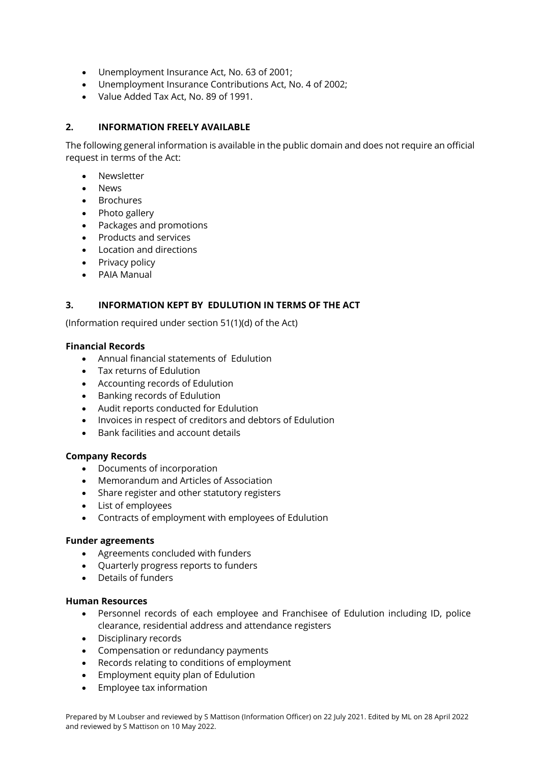- Unemployment Insurance Act, No. 63 of 2001;
- Unemployment Insurance Contributions Act, No. 4 of 2002;
- Value Added Tax Act, No. 89 of 1991.

## 2. INFORMATION FREELY AVAILABLE

The following general information is available in the public domain and does not require an official request in terms of the Act:

- Newsletter
- News
- Brochures
- Photo gallery
- Packages and promotions
- Products and services
- Location and directions
- Privacy policy
- PAIA Manual

## 3. INFORMATION KEPT BY EDULUTION IN TERMS OF THE ACT

(Information required under section 51(1)(d) of the Act)

**Financial Records**

- Annual financial statements of Edulution
- Tax returns of Edulution
- Accounting records of Edulution
- Banking records of Edulution
- Audit reports conducted for Edulution
- Invoices in respect of creditors and debtors of Edulution
- Bank facilities and account details

**Company Records**

- Documents of incorporation
- Memorandum and Articles of Association
- Share register and other statutory registers
- List of employees
- Contracts of employment with employees of Edulution

**Funder agreements**

- Agreements concluded with funders
- Quarterly progress reports to funders
- Details of funders

**Human Resources**

- Personnel records of each employee and Franchisee of Edulution including ID, police clearance, residential address and attendance registers
- Disciplinary records
- Compensation or redundancy payments
- Records relating to conditions of employment
- Employment equity plan of Edulution
- Employee tax information

Prepared by M Loubser and reviewed by S Mattison (Information Officer) on 22 July 2021. Edited by ML on 28 April 2022 and reviewed by S Mattison on 10 May 2022.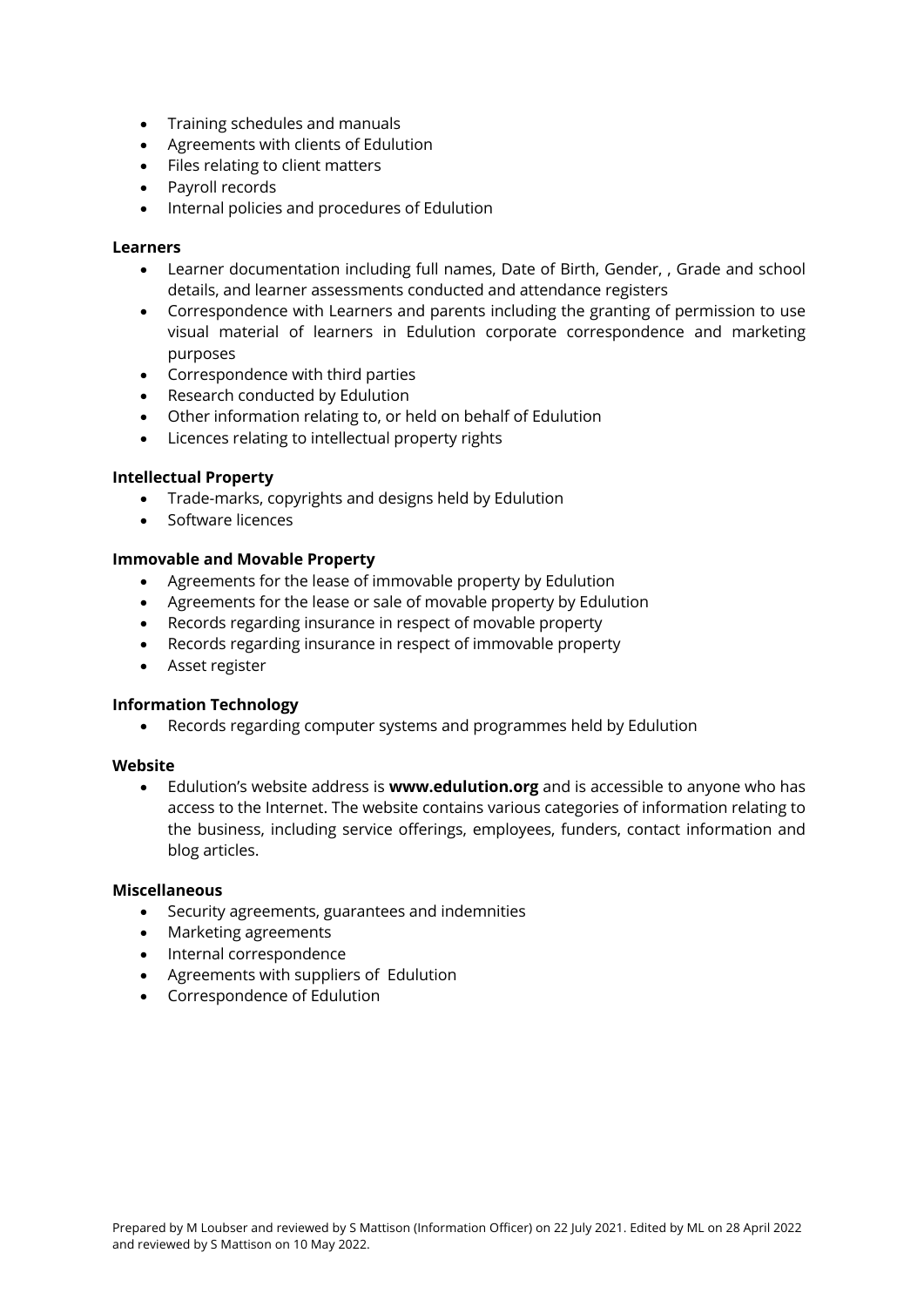- Training schedules and manuals
- Agreements with clients of Edulution
- Files relating to client matters
- Payroll records
- Internal policies and procedures of Edulution

**Learners**

- Learner documentation including full names, Date of Birth, Gender, , Grade and school details, and learner assessments conducted and attendance registers
- Correspondence with Learners and parents including the granting of permission to use visual material of learners in Edulution corporate correspondence and marketing purposes
- Correspondence with third parties
- Research conducted by Edulution
- Other information relating to, or held on behalf of Edulution
- Licences relating to intellectual property rights

**Intellectual Property**

- Trade-marks, copyrights and designs held by Edulution
- Software licences

**Immovable and Movable Property**

- Agreements for the lease of immovable property by Edulution
- Agreements for the lease or sale of movable property by Edulution
- Records regarding insurance in respect of movable property
- Records regarding insurance in respect of immovable property
- Asset register

**Information Technology**

- Records regarding computer systems and programmes held by Edulution

**Website**

- Edulution's website address is **www.edulution.org** and is accessible to anyone who has access to the Internet. The website contains various categories of information relating to the business, including service offerings, employees, funders, contact information and blog articles.

**Miscellaneous**

- Security agreements, guarantees and indemnities
- Marketing agreements
- Internal correspondence
- Agreements with suppliers of Edulution
- Correspondence of Edulution

Prepared by M Loubser and reviewed by S Mattison (Information Officer) on 22 July 2021. Edited by ML on 28 April 2022 and reviewed by S Mattison on 10 May 2022.